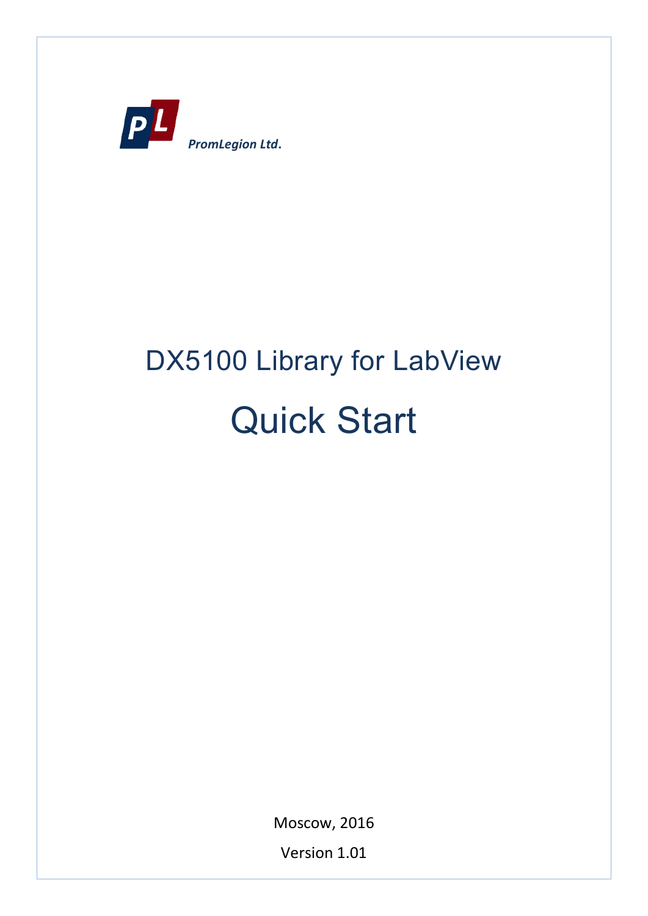PL

*PromLegion Ltd.*

# DX5100 Library for LabView

# Quick Start

Moscow, 2016

Version 1.01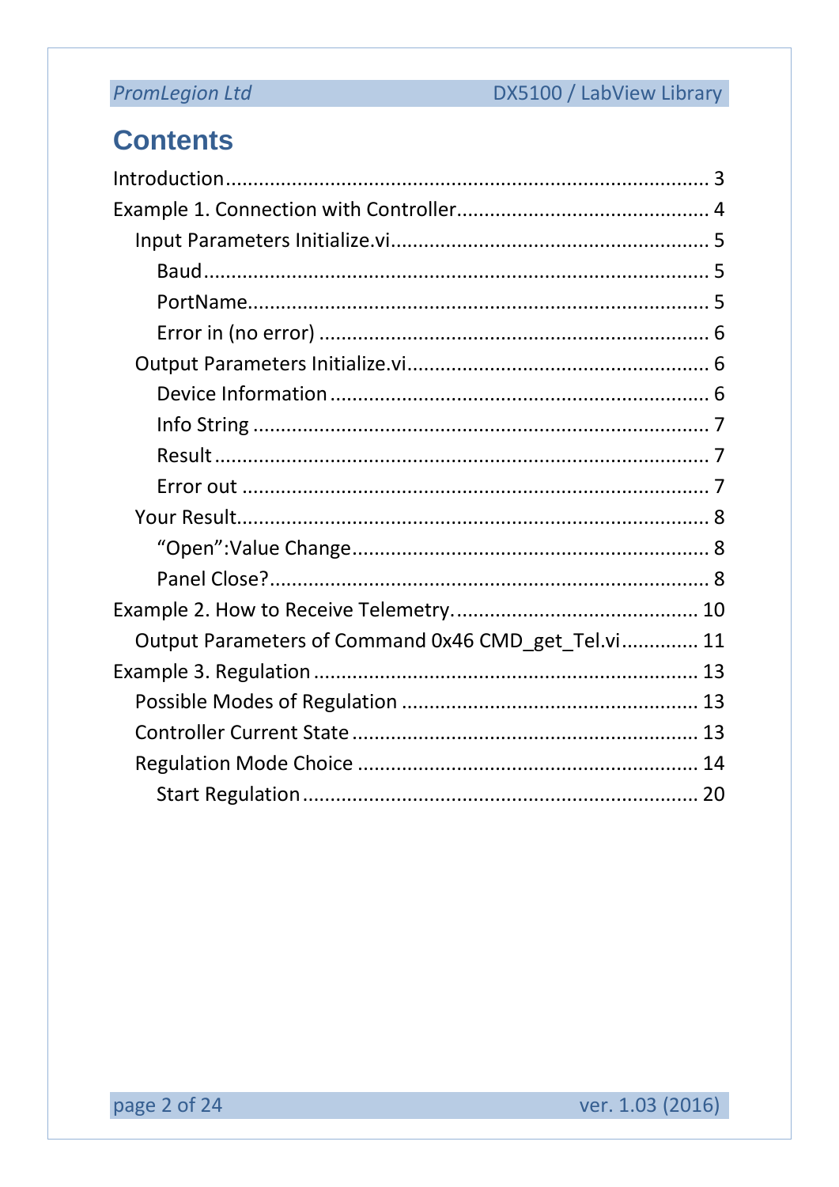# Contents

Introduction ........................................................................................ 3

Example 1. Connection with Controller............................................. 4

- Input Parameters Initialize.vi......................................................... 5
  - Baud........................................................................................... 5
  - PortName.................................................................................. 5
  - Error in (no error) ...................................................................... 6
- Output Parameters Initialize.vi...................................................... 6
  - Device Information .................................................................... 6
  - Info String ................................................................................. 7
  - Result ........................................................................................ 7
  - Error out ................................................................................... 7
- Your Result..................................................................................... 8
  - “Open”:Value Change................................................................ 8
  - Panel Close?............................................................................... 8

Example 2. How to Receive Telemetry. ............................................ 10

- Output Parameters of Command 0x46 CMD_get_Tel.vi.............. 11

Example 3. Regulation ...................................................................... 13

- Possible Modes of Regulation ...................................................... 13
- Controller Current State .............................................................. 13
- Regulation Mode Choice ............................................................. 14
  - Start Regulation ........................................................................ 20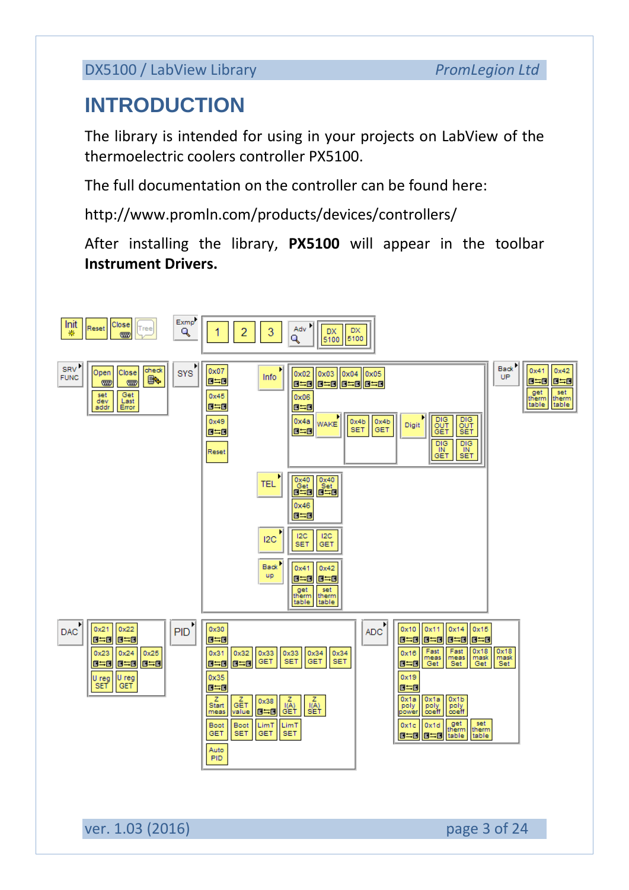# INTRODUCTION

The library is intended for using in your projects on LabView of the thermoelectric coolers controller PX5100.

The full documentation on the controller can be found here:

http://www.promln.com/products/devices/controllers/

After installing the library, **PX5100** will appear in the toolbar **Instrument Drivers.**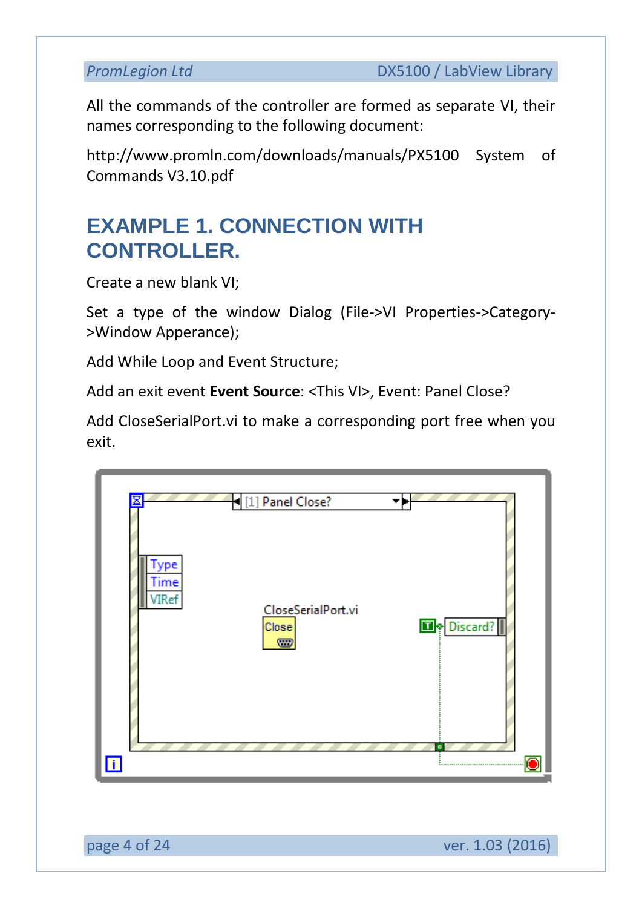All the commands of the controller are formed as separate VI, their names corresponding to the following document:

http://www.promln.com/downloads/manuals/PX5100 System of Commands V3.10.pdf

# EXAMPLE 1. CONNECTION WITH CONTROLLER.

Create a new blank VI;

Set a type of the window Dialog (File->VI Properties->Category->Window Apperance);

Add While Loop and Event Structure;

Add an exit event **Event Source**: <This VI>, Event: Panel Close?

Add CloseSerialPort.vi to make a corresponding port free when you exit.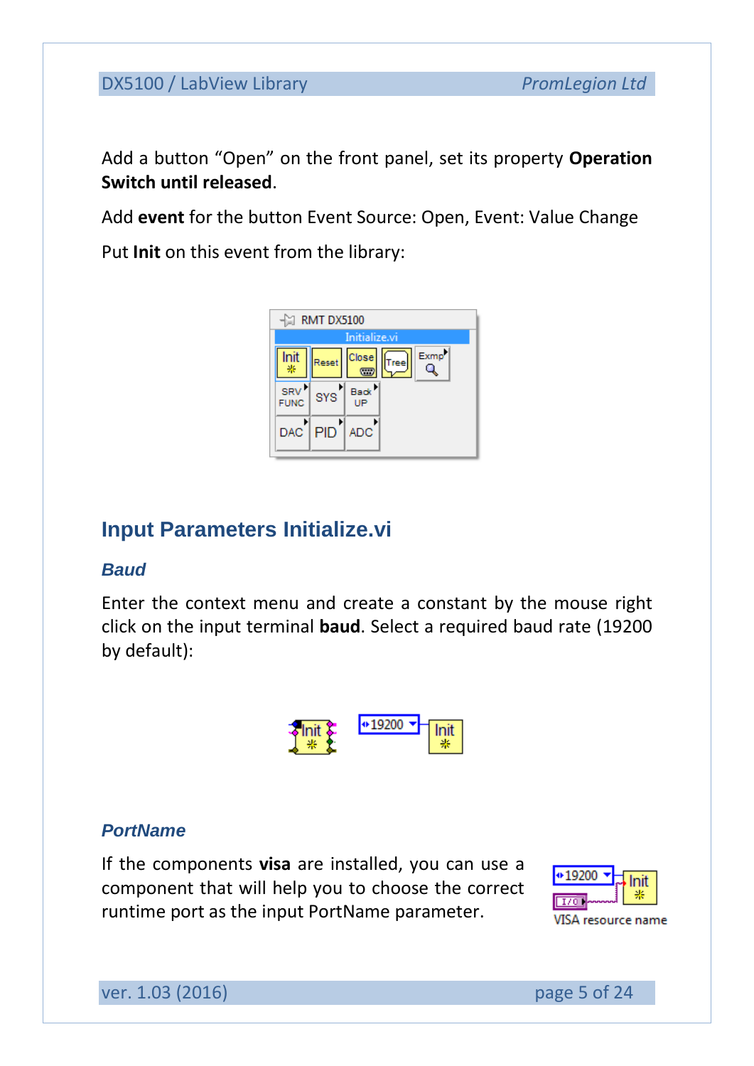Add a button “Open” on the front panel, set its property **Operation Switch until released**.

Add **event** for the button Event Source: Open, Event: Value Change

Put **Init** on this event from the library:

## Input Parameters Initialize.vi

### *Baud*

Enter the context menu and create a constant by the mouse right click on the input terminal **baud**. Select a required baud rate (19200 by default):

### *PortName*

If the components **visa** are installed, you can use a component that will help you to choose the correct runtime port as the input PortName parameter.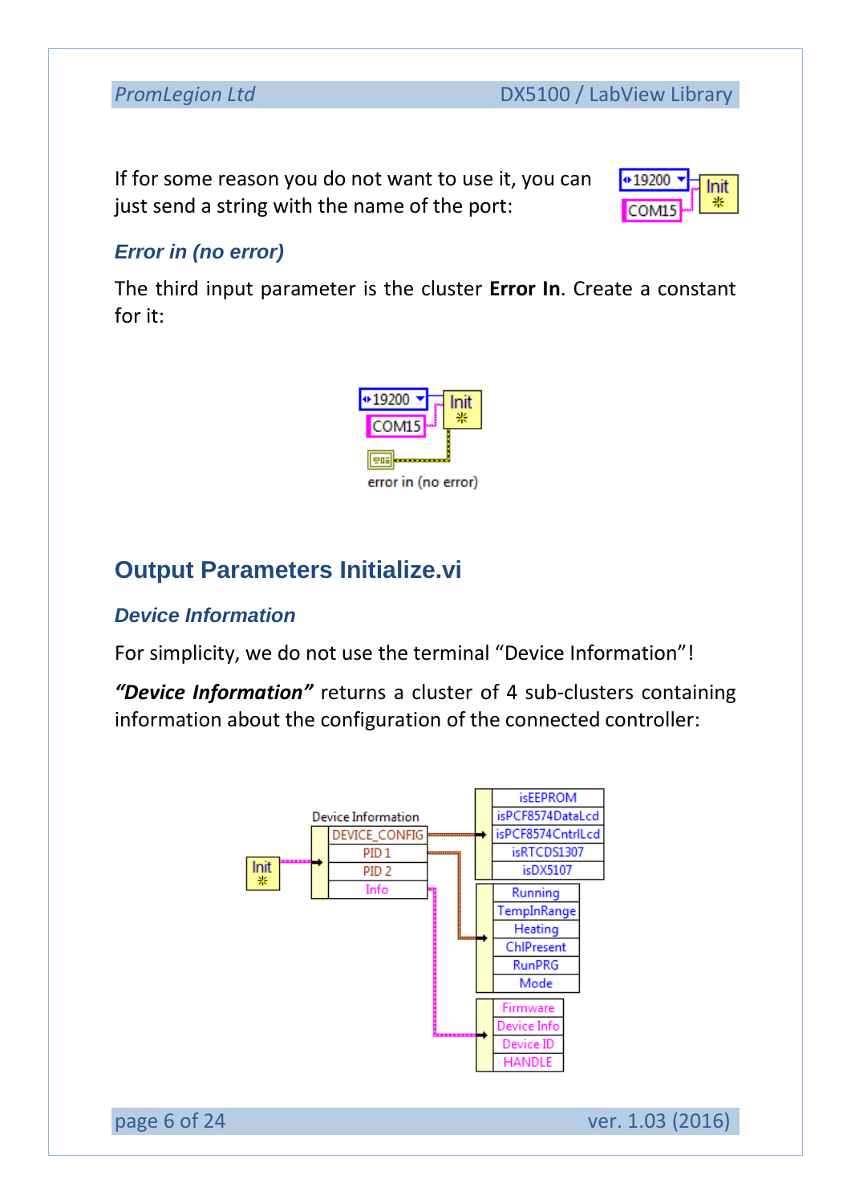If for some reason you do not want to use it, you can just send a string with the name of the port:

### *Error in (no error)*

The third input parameter is the cluster **Error In**. Create a constant for it:

## Output Parameters Initialize.vi

### *Device Information*

For simplicity, we do not use the terminal “Device Information”!

***“Device Information”*** returns a cluster of 4 sub-clusters containing information about the configuration of the connected controller: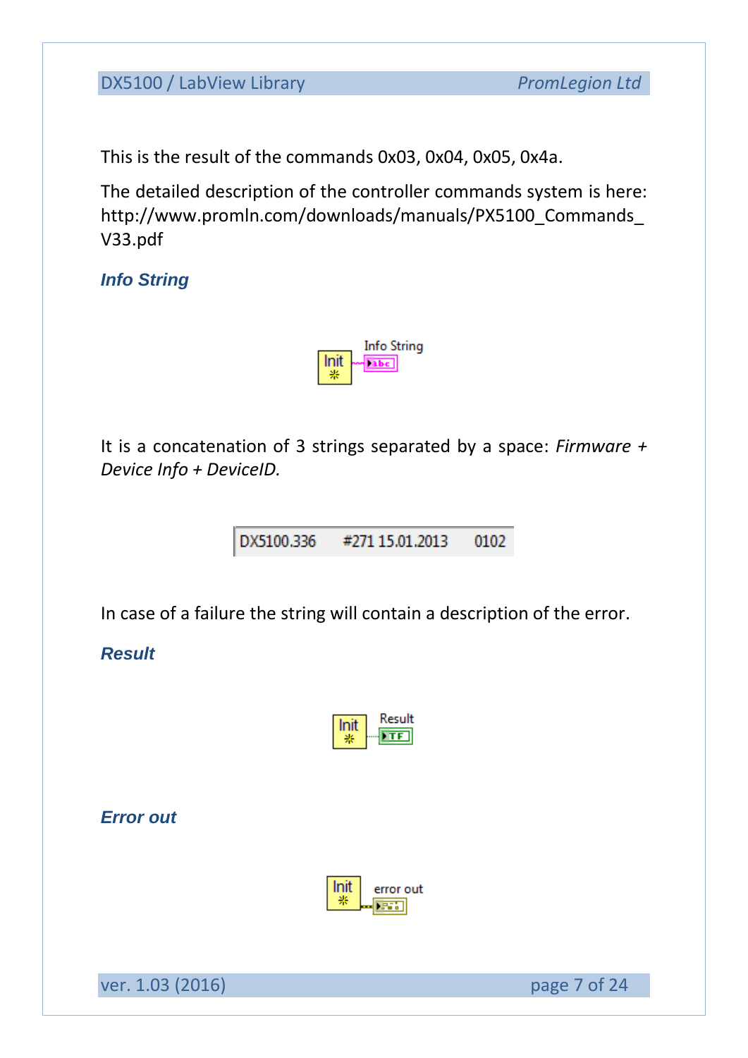This is the result of the commands 0x03, 0x04, 0x05, 0x4a.

The detailed description of the controller commands system is here: http://www.promln.com/downloads/manuals/PX5100_Commands_V33.pdf

### *Info String*

It is a concatenation of 3 strings separated by a space: *Firmware + Device Info + DeviceID.*

In case of a failure the string will contain a description of the error.

### *Result*

### *Error out*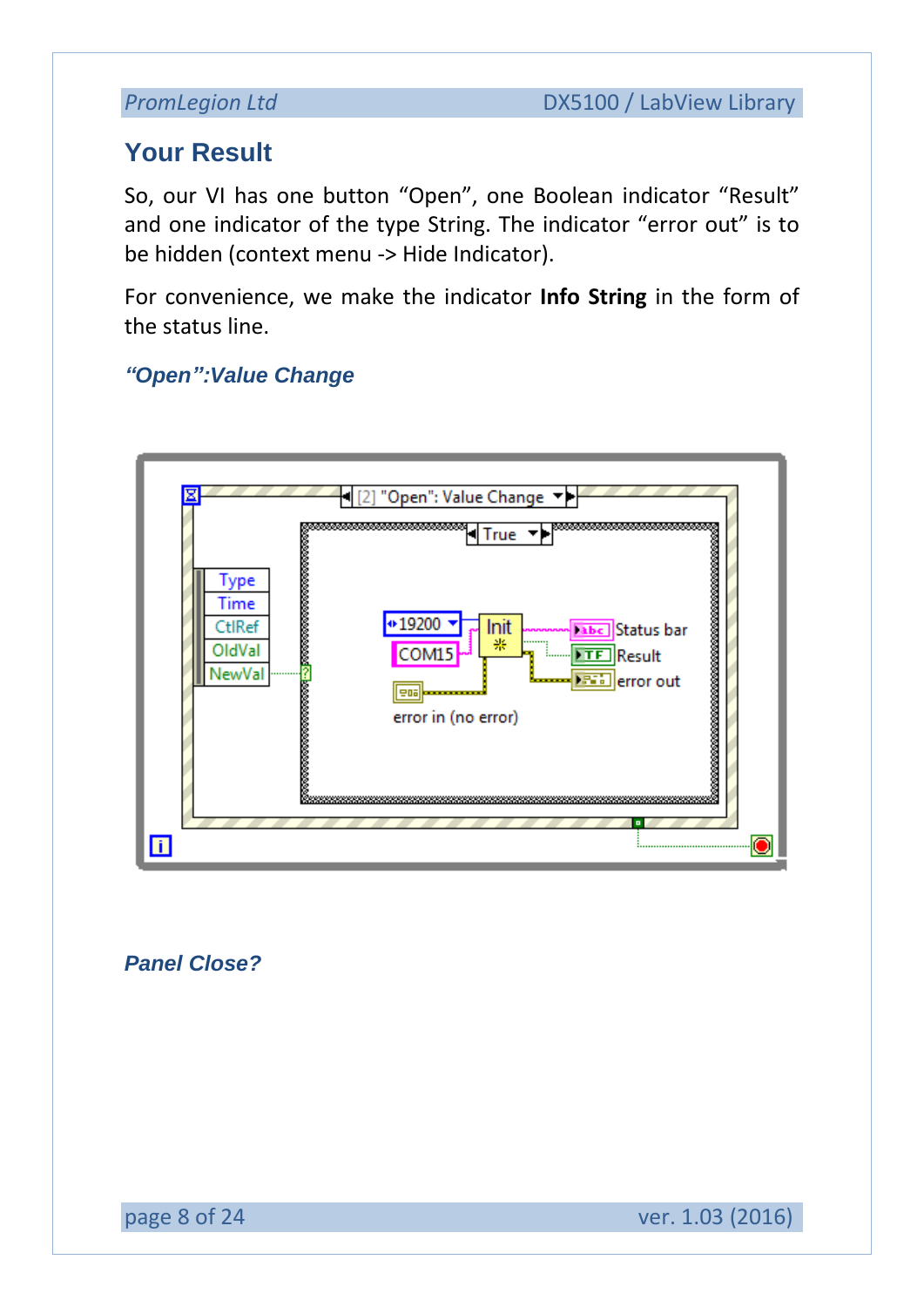## Your Result

So, our VI has one button "Open", one Boolean indicator "Result" and one indicator of the type String. The indicator "error out" is to be hidden (context menu -> Hide Indicator).

For convenience, we make the indicator **Info String** in the form of the status line.

### *"Open":Value Change*

### *Panel Close?*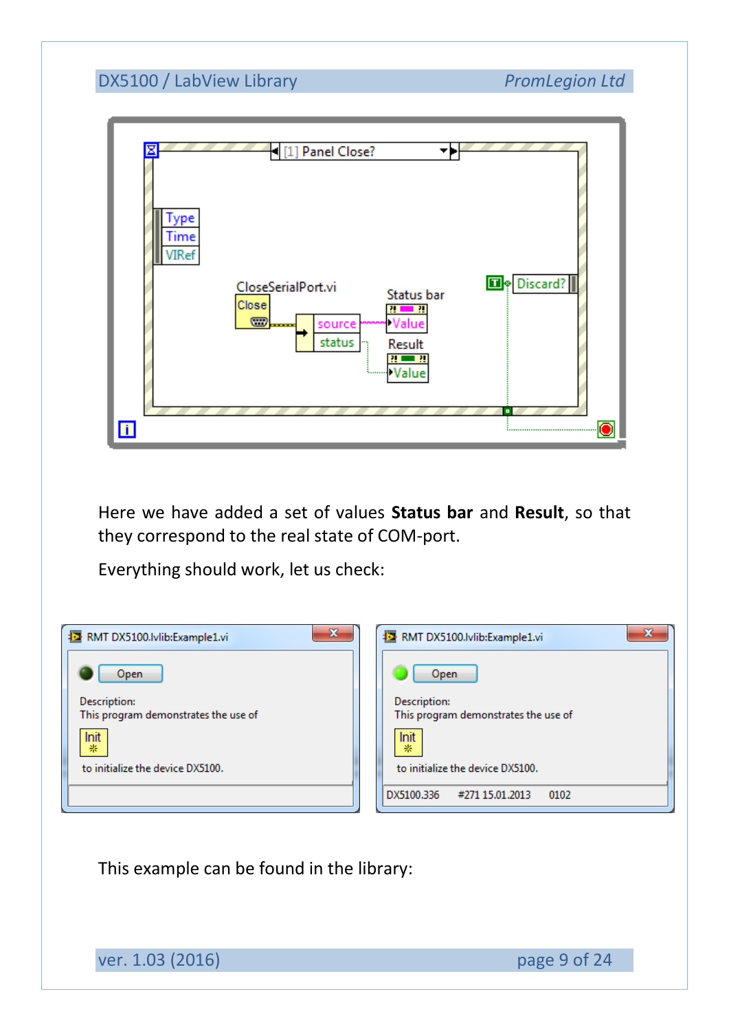Here we have added a set of values **Status bar** and **Result**, so that they correspond to the real state of COM-port.

Everything should work, let us check:

This example can be found in the library: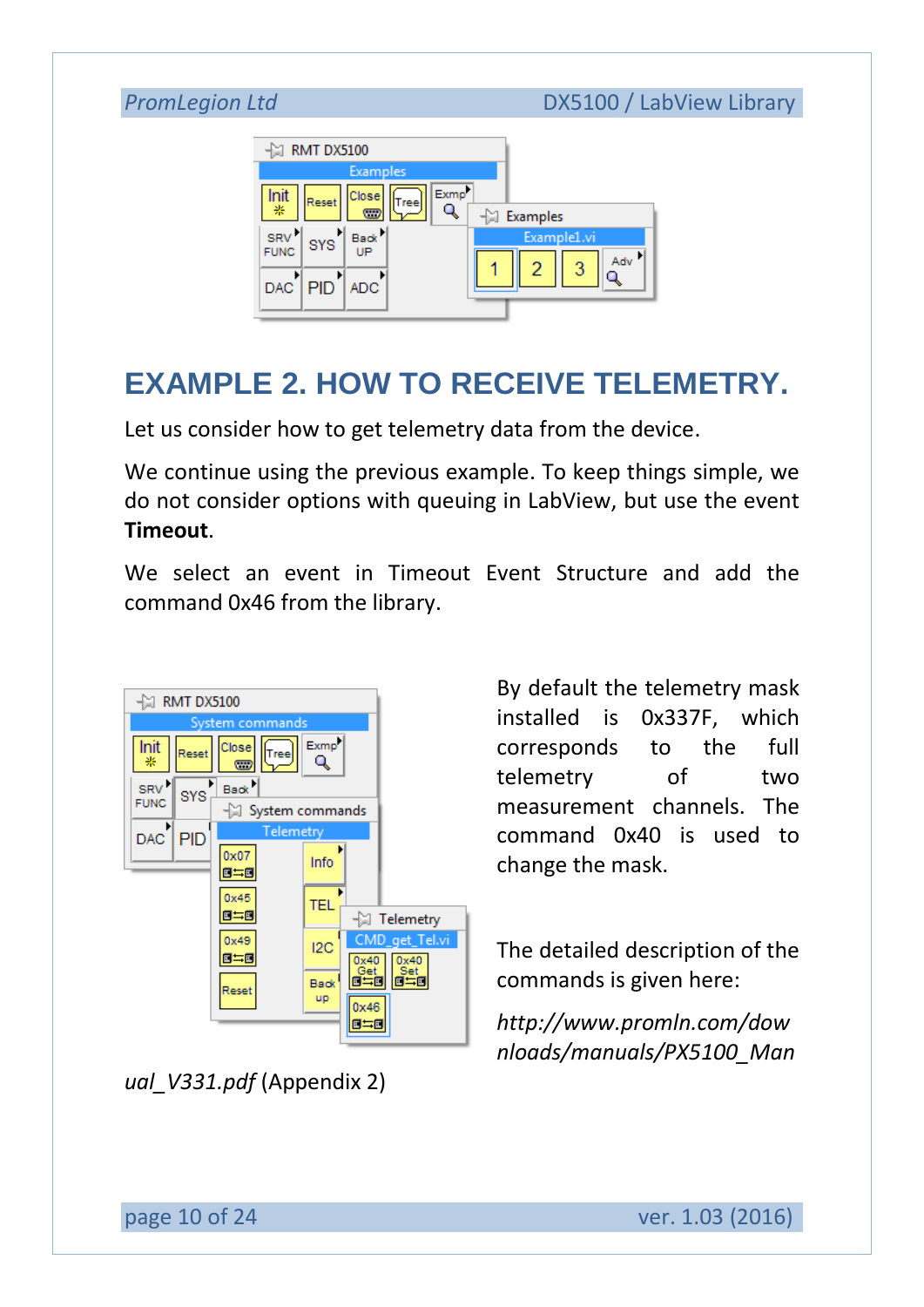# EXAMPLE 2. HOW TO RECEIVE TELEMETRY.

Let us consider how to get telemetry data from the device.

We continue using the previous example. To keep things simple, we do not consider options with queuing in LabView, but use the event **Timeout**.

We select an event in Timeout Event Structure and add the command 0x46 from the library.

By default the telemetry mask installed is 0x337F, which corresponds to the full telemetry of two measurement channels. The command 0x40 is used to change the mask.

The detailed description of the commands is given here:

*http://www.promln.com/downloads/manuals/PX5100_Manual_V331.pdf* (Appendix 2)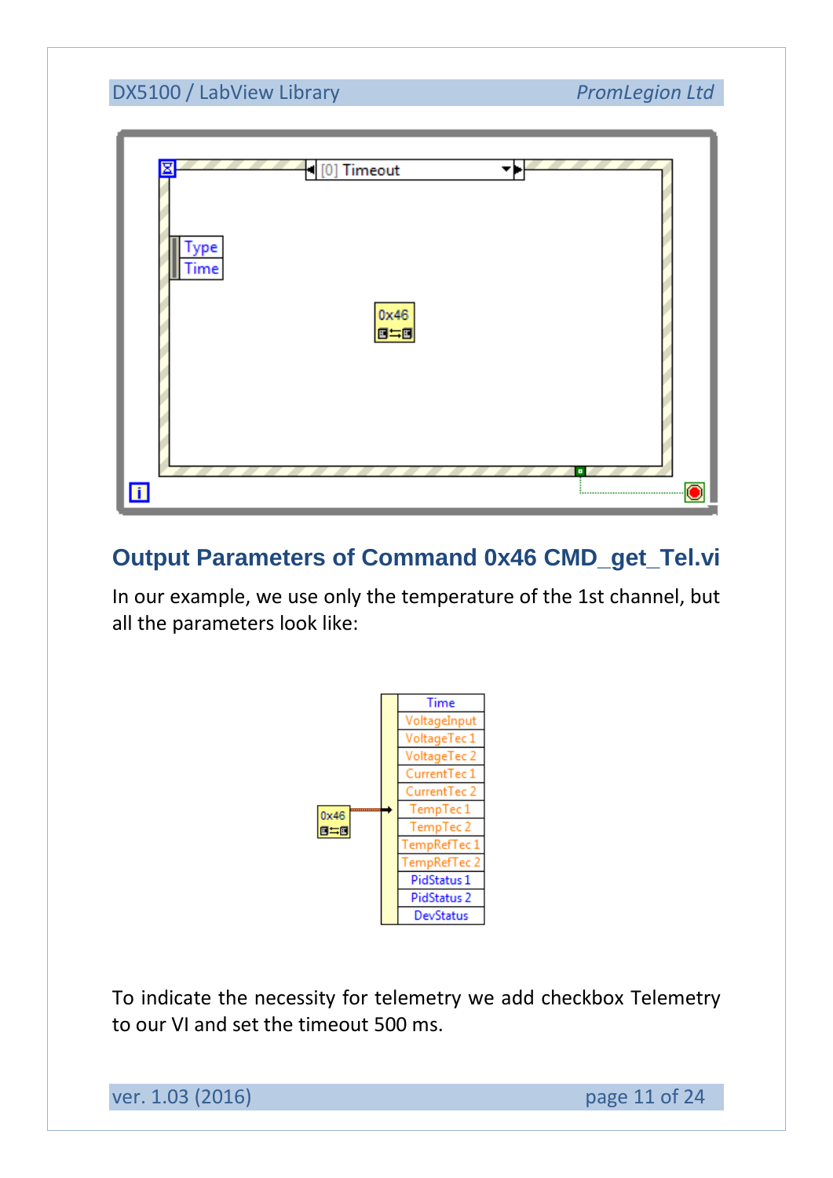## Output Parameters of Command 0x46 CMD_get_Tel.vi

In our example, we use only the temperature of the 1st channel, but all the parameters look like:

To indicate the necessity for telemetry we add checkbox Telemetry to our VI and set the timeout 500 ms.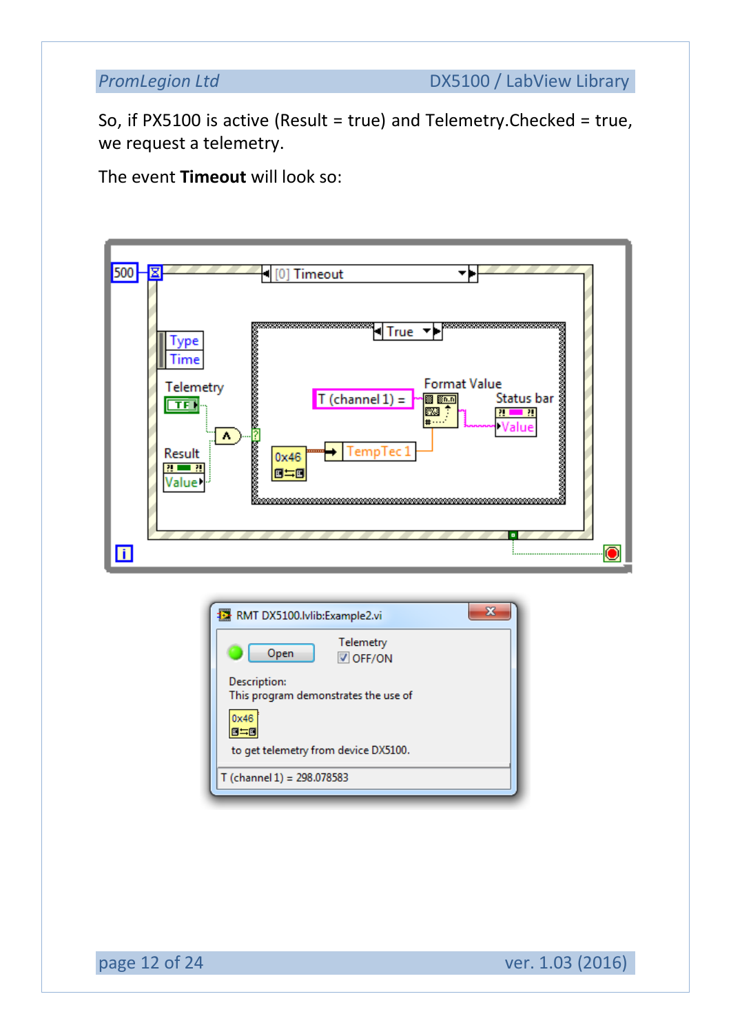So, if PX5100 is active (Result = true) and Telemetry.Checked = true, we request a telemetry.

The event **Timeout** will look so: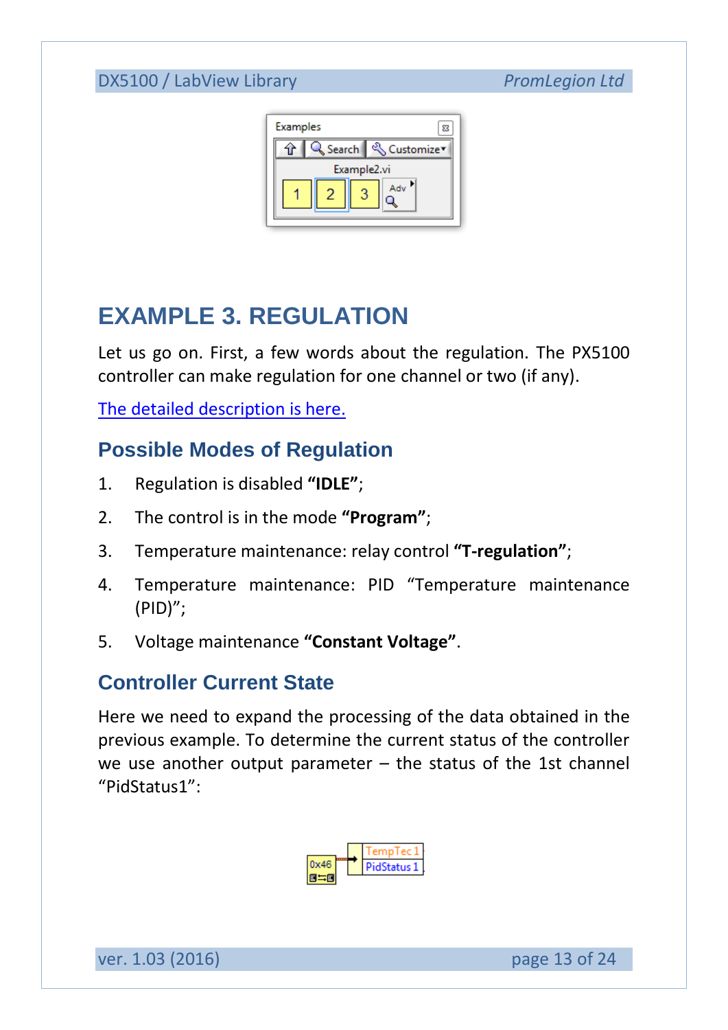# EXAMPLE 3. REGULATION

Let us go on. First, a few words about the regulation. The PX5100 controller can make regulation for one channel or two (if any).

The detailed description is here.

## Possible Modes of Regulation

1. Regulation is disabled **"IDLE"**;
2. The control is in the mode **"Program"**;
3. Temperature maintenance: relay control **"T-regulation"**;
4. Temperature maintenance: PID "Temperature maintenance (PID)";
5. Voltage maintenance **"Constant Voltage"**.

## Controller Current State

Here we need to expand the processing of the data obtained in the previous example. To determine the current status of the controller we use another output parameter – the status of the 1st channel "PidStatus1":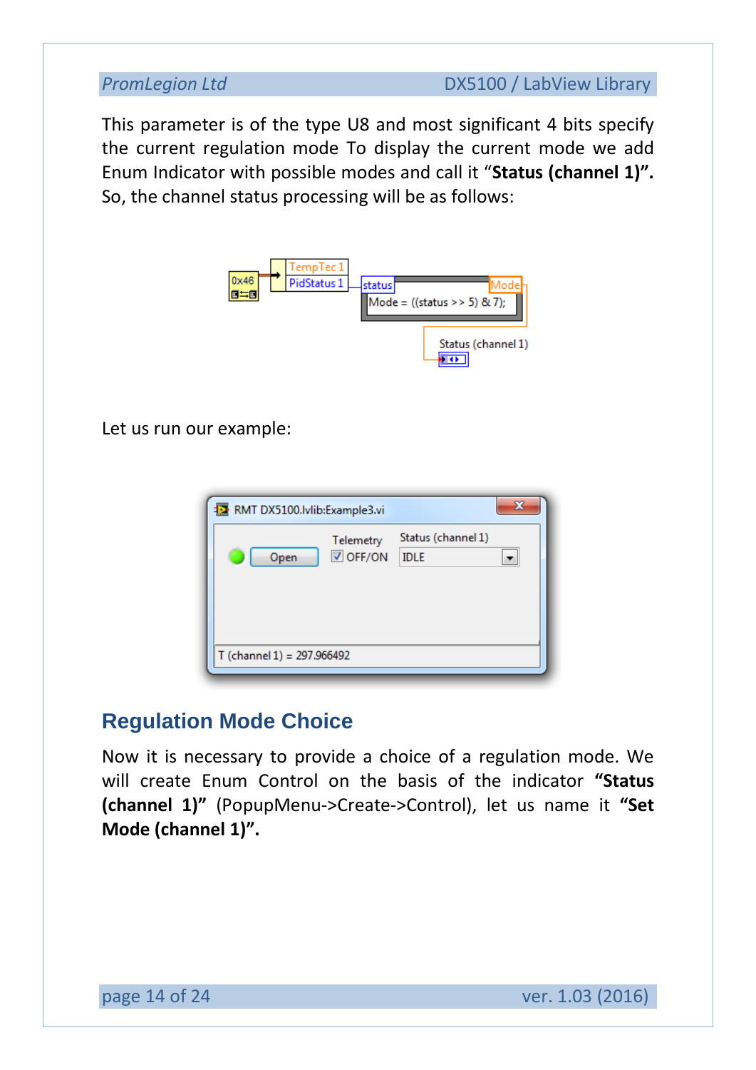This parameter is of the type U8 and most significant 4 bits specify the current regulation mode To display the current mode we add Enum Indicator with possible modes and call it “**Status (channel 1)”.** So, the channel status processing will be as follows:

Let us run our example:

## Regulation Mode Choice

Now it is necessary to provide a choice of a regulation mode. We will create Enum Control on the basis of the indicator **“Status (channel 1)”** (PopupMenu->Create->Control), let us name it **“Set Mode (channel 1)”.**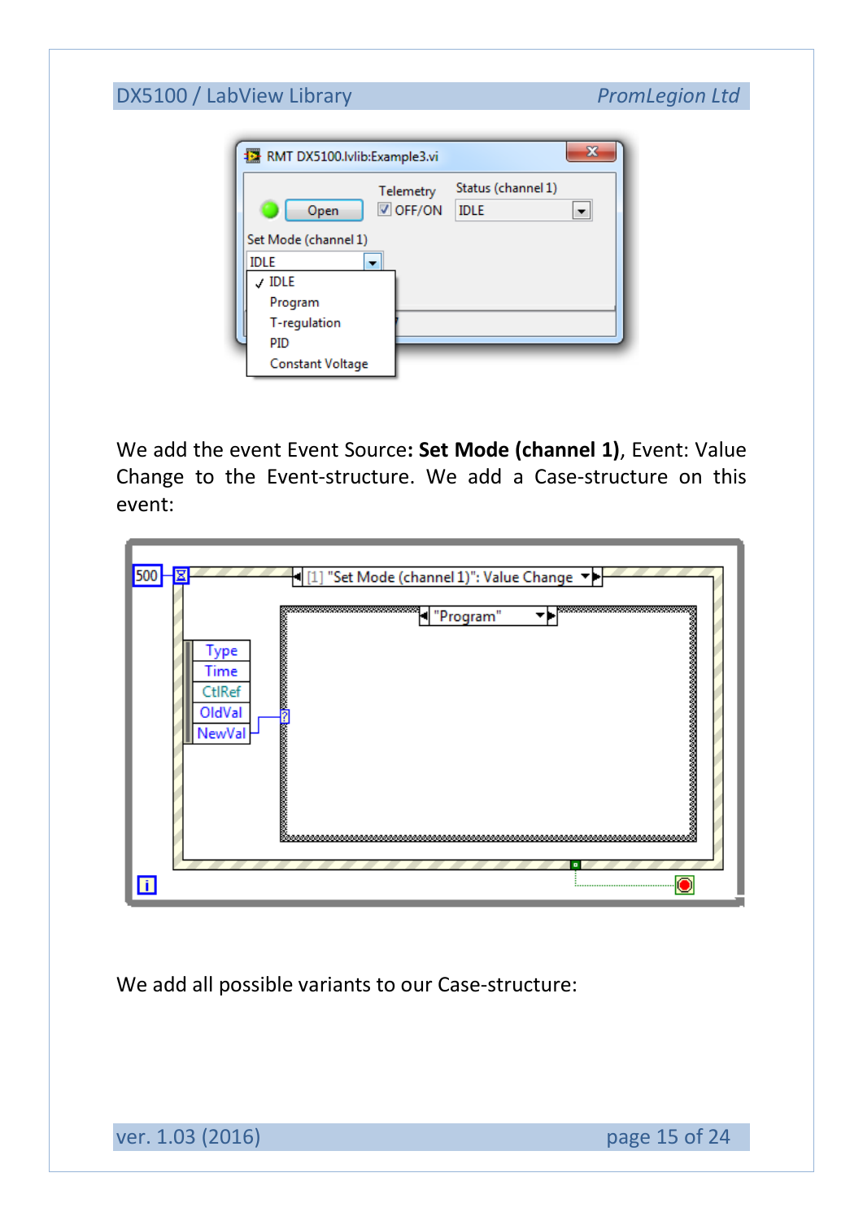We add the event Event Source**: Set Mode (channel 1)**, Event: Value Change to the Event-structure. We add a Case-structure on this event:

We add all possible variants to our Case-structure: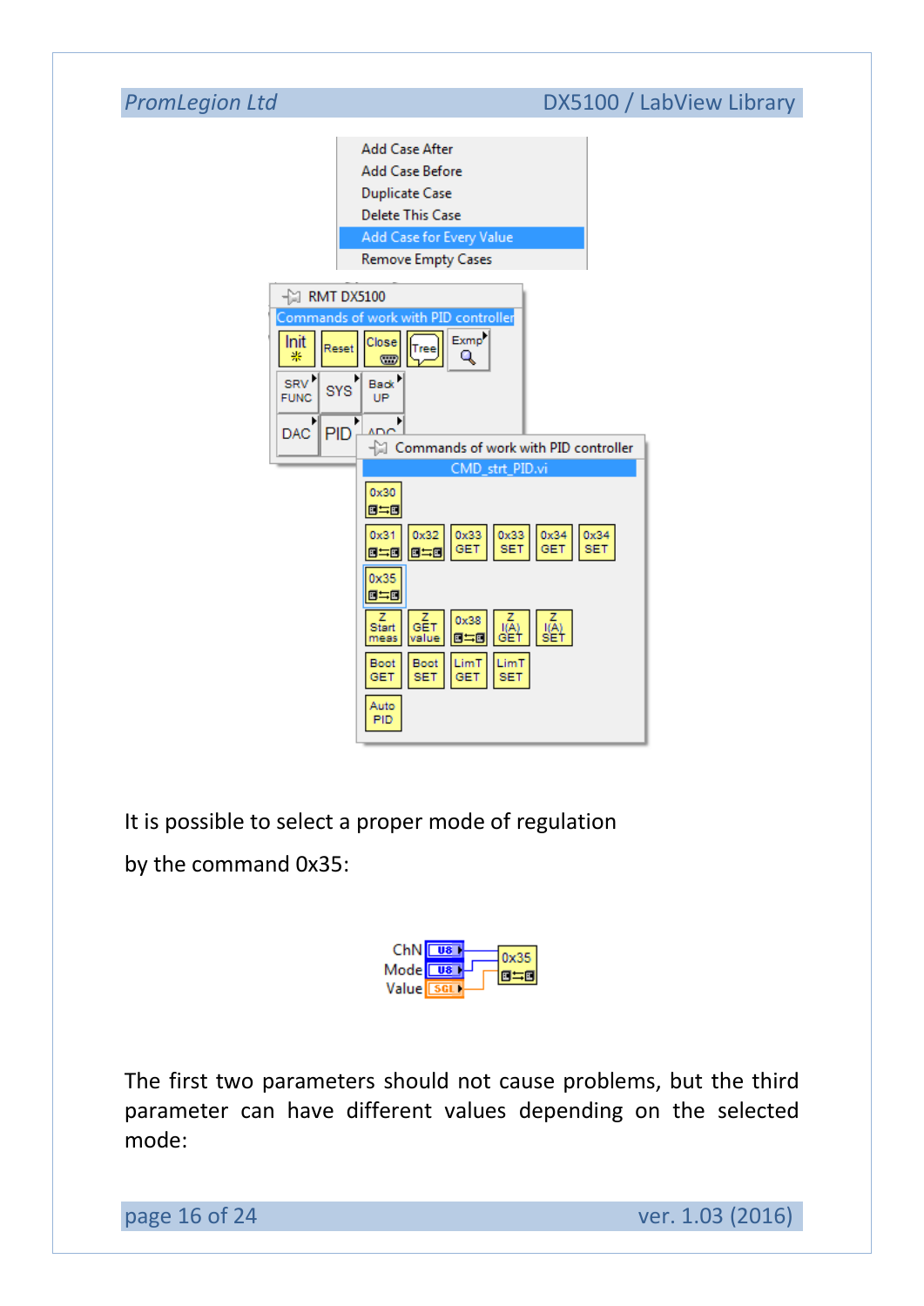It is possible to select a proper mode of regulation

by the command 0x35:

The first two parameters should not cause problems, but the third parameter can have different values depending on the selected mode: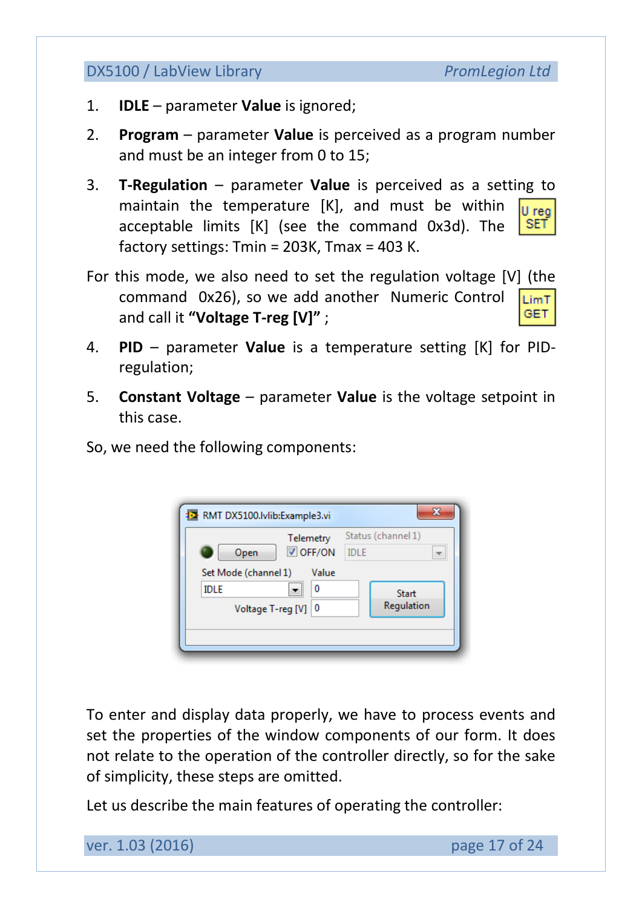1. **IDLE** – parameter **Value** is ignored;

2. **Program** – parameter **Value** is perceived as a program number and must be an integer from 0 to 15;

3. **T-Regulation** – parameter **Value** is perceived as a setting to maintain the temperature [K], and must be within acceptable limits [K] (see the command 0x3d). The factory settings: Tmin = 203K, Tmax = 403 K.

For this mode, we also need to set the regulation voltage [V] (the command 0x26), so we add another Numeric Control and call it **"Voltage T-reg [V]"** ;

4. **PID** – parameter **Value** is a temperature setting [K] for PID-regulation;

5. **Constant Voltage** – parameter **Value** is the voltage setpoint in this case.

So, we need the following components:

To enter and display data properly, we have to process events and set the properties of the window components of our form. It does not relate to the operation of the controller directly, so for the sake of simplicity, these steps are omitted.

Let us describe the main features of operating the controller: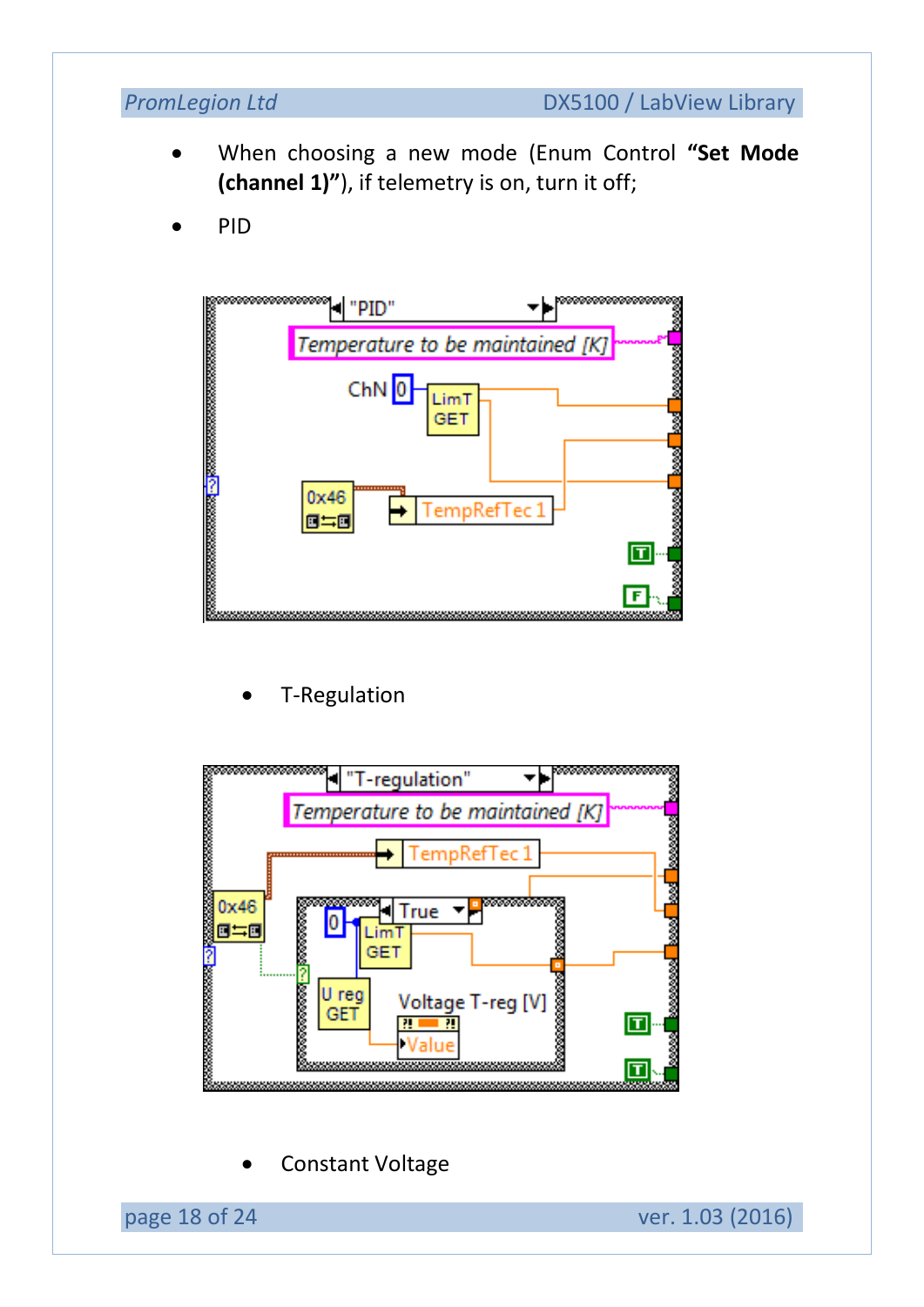- When choosing a new mode (Enum Control **"Set Mode (channel 1)"**), if telemetry is on, turn it off;
- PID

- T-Regulation

- Constant Voltage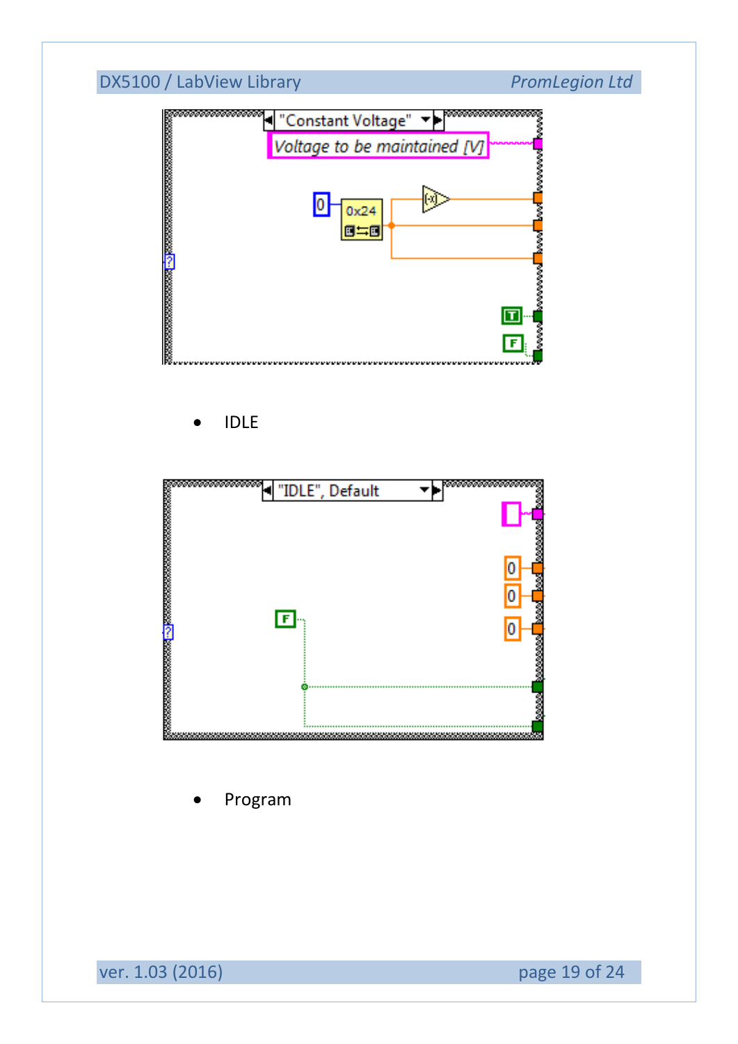- IDLE

- Program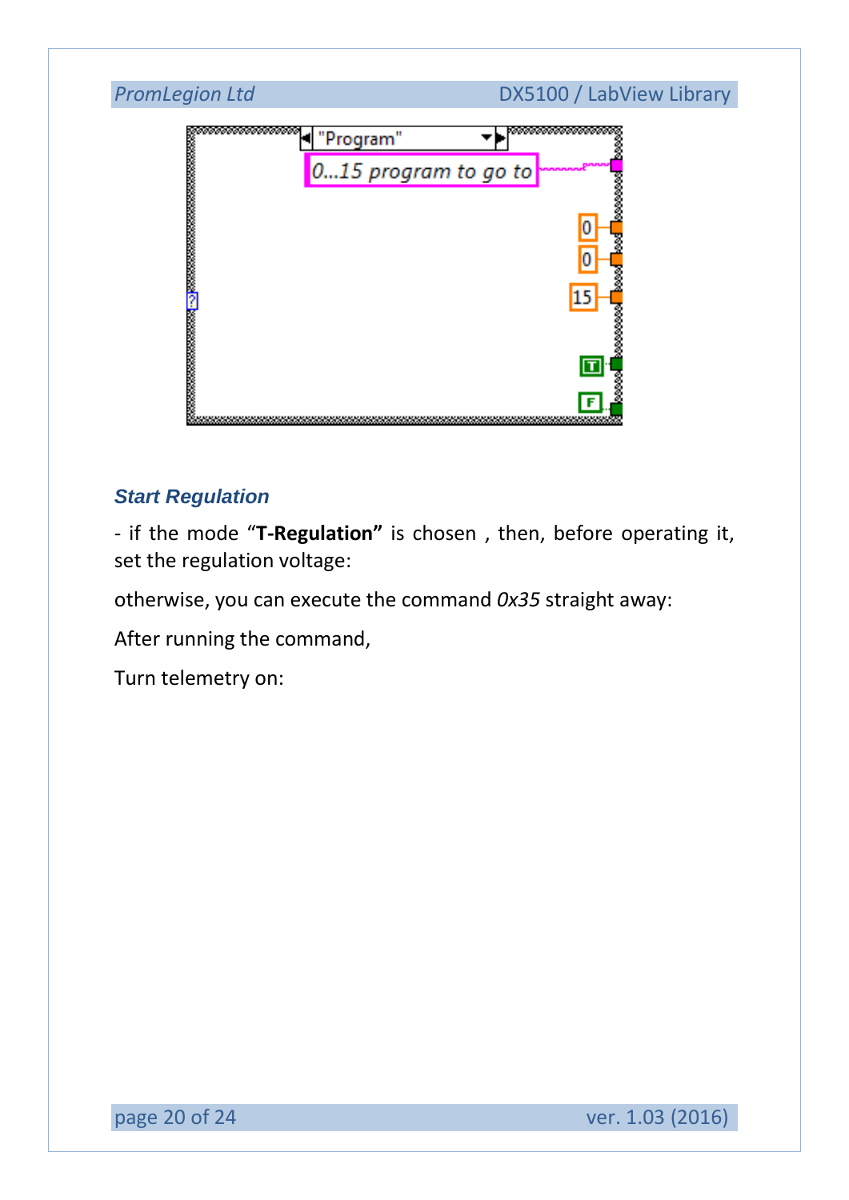### Start Regulation

- if the mode “**T-Regulation”** is chosen , then, before operating it, set the regulation voltage:

otherwise, you can execute the command *0x35* straight away:

After running the command,

Turn telemetry on: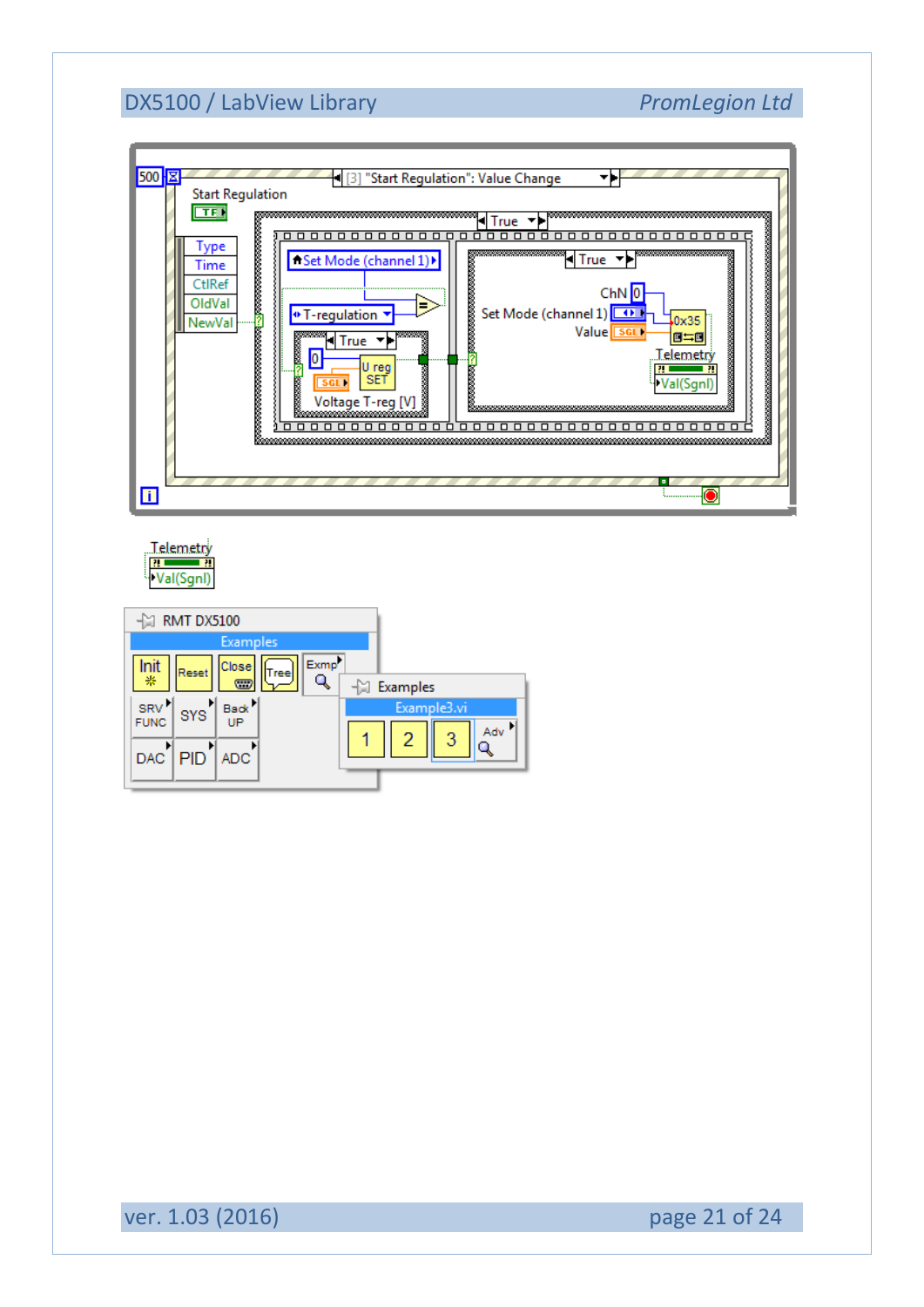500

[3] "Start Regulation": Value Change

Start Regulation

TF

Type
Time
CtlRef
OldVal
NewVal

True

Set Mode (channel 1)

T-regulation

True

0

SGL

U reg
SET

Voltage T-reg [V]

True

ChN 0

Set Mode (channel 1)

Value SGL

0x35

Telemetry

Val(Sgnl)

i

Telemetry

Val(Sgnl)

RMT DX5100

Examples

Init | Reset | Close | Tree | Exmp

SRV FUNC | SYS | Back UP

DAC | PID | ADC

Examples

Example3.vi

1 | 2 | 3 | Adv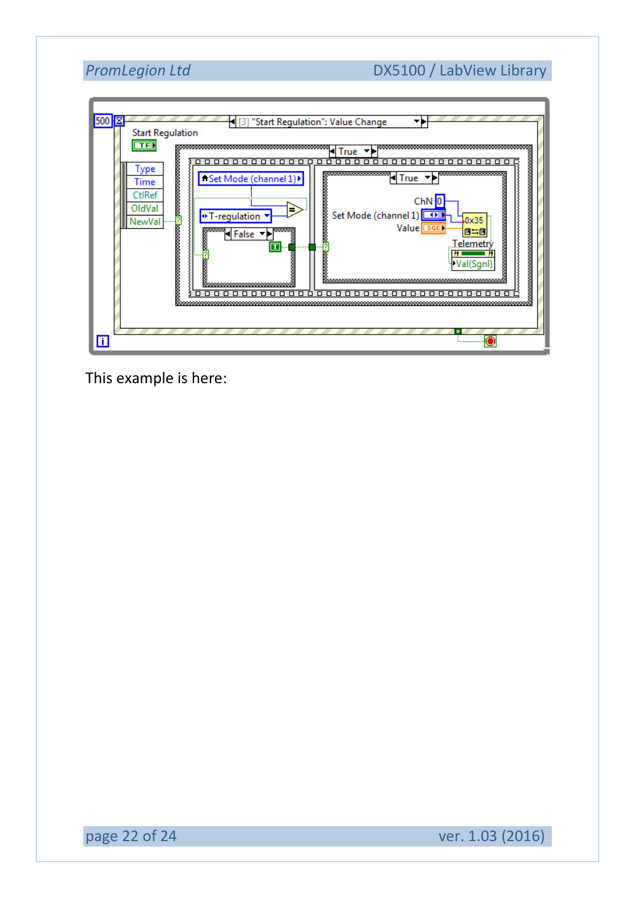This example is here: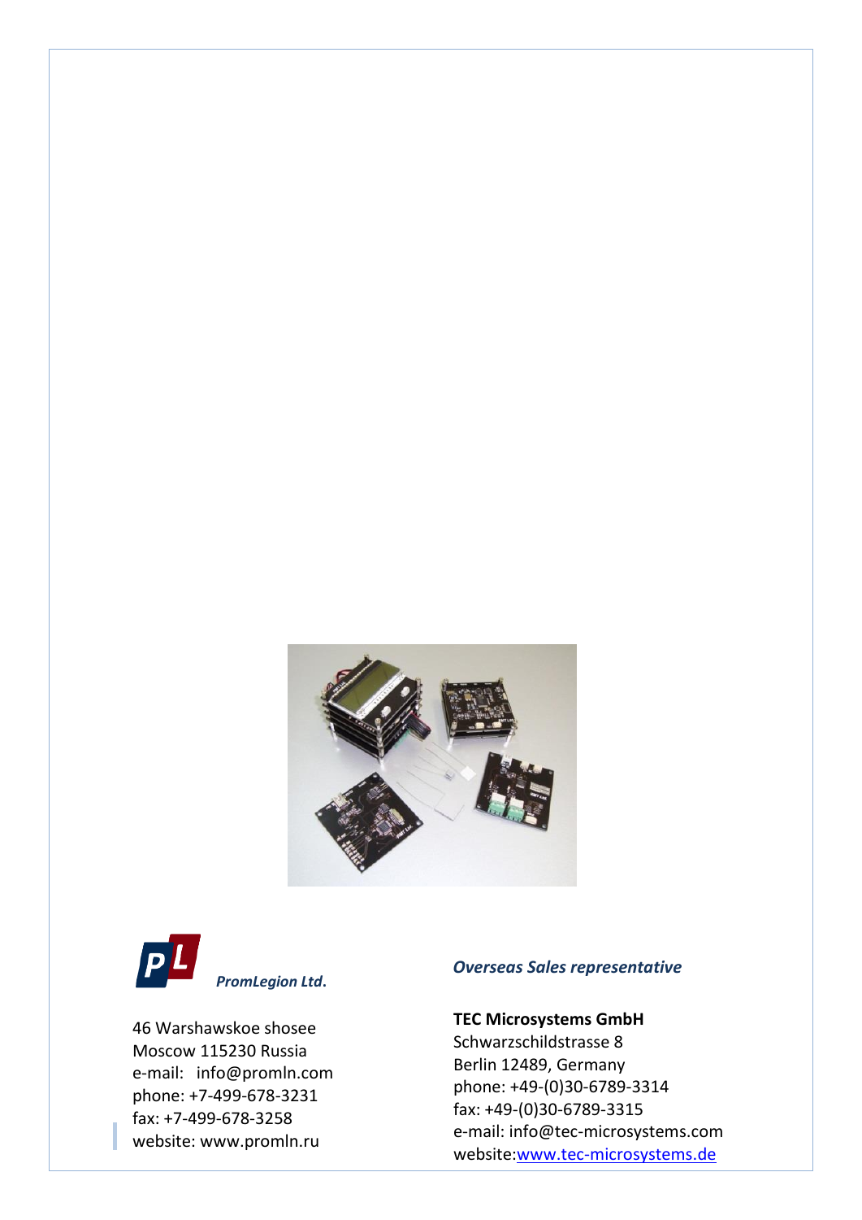*PromLegion Ltd.*

46 Warshawskoe shosee
Moscow 115230 Russia
e-mail: info@promln.com
phone: +7-499-678-3231
fax: +7-499-678-3258
website: www.promln.ru

***Overseas Sales representative***

**TEC Microsystems GmbH**
Schwarzschildstrasse 8
Berlin 12489, Germany
phone: +49-(0)30-6789-3314
fax: +49-(0)30-6789-3315
e-mail: info@tec-microsystems.com
website:www.tec-microsystems.de